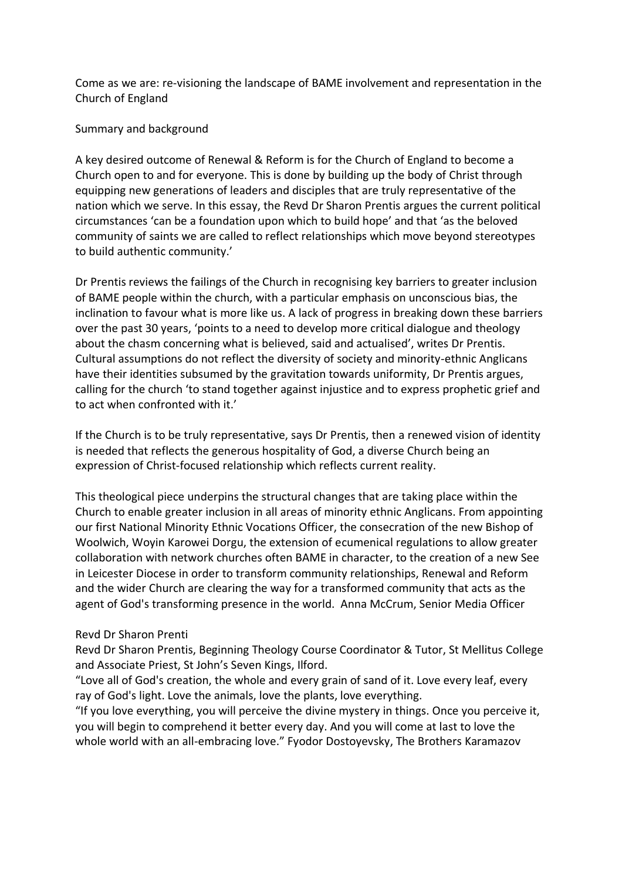# Come as we are: re-visioning the landscape of BAME involvement and representation in the Church of England

## Summary and background

A key desired outcome of Renewal & Reform is for the Church of England to become a Church open to and for everyone. This is done by building up the body of Christ through equipping new generations of leaders and disciples that are truly representative of the nation which we serve. In this essay, the Revd Dr Sharon Prentis argues the current political circumstances 'can be a foundation upon which to build hope' and that 'as the beloved community of saints we are called to reflect relationships which move beyond stereotypes to build authentic community.'

Dr Prentis reviews the failings of the Church in recognising key barriers to greater inclusion of BAME people within the church, with a particular emphasis on unconscious bias, the inclination to favour what is more like us. A lack of progress in breaking down these barriers over the past 30 years, 'points to a need to develop more critical dialogue and theology about the chasm concerning what is believed, said and actualised', writes Dr Prentis. Cultural assumptions do not reflect the diversity of society and minority-ethnic Anglicans have their identities subsumed by the gravitation towards uniformity, Dr Prentis argues, calling for the church 'to stand together against injustice and to express prophetic grief and to act when confronted with it.'

If the Church is to be truly representative, says Dr Prentis, then a renewed vision of identity is needed that reflects the generous hospitality of God, a diverse Church being an expression of Christ-focused relationship which reflects current reality.

This theological piece underpins the structural changes that are taking place within the Church to enable greater inclusion in all areas of minority ethnic Anglicans. From appointing our first National Minority Ethnic Vocations Officer, the consecration of the new Bishop of Woolwich, Woyin Karowei Dorgu, the extension of ecumenical regulations to allow greater collaboration with network churches often BAME in character, to the creation of a new See in Leicester Diocese in order to transform community relationships, Renewal and Reform and the wider Church are clearing the way for a transformed community that acts as the agent of God's transforming presence in the world. Anna McCrum, Senior Media Officer

Revd Dr Sharon Prenti

Revd Dr Sharon Prentis, Beginning Theology Course Coordinator & Tutor, St Mellitus College and Associate Priest, St John's Seven Kings, Ilford.

"Love all of God's creation, the whole and every grain of sand of it. Love every leaf, every ray of God's light. Love the animals, love the plants, love everything.

"If you love everything, you will perceive the divine mystery in things. Once you perceive it, you will begin to comprehend it better every day. And you will come at last to love the whole world with an all-embracing love." Fyodor Dostoyevsky, The Brothers Karamazov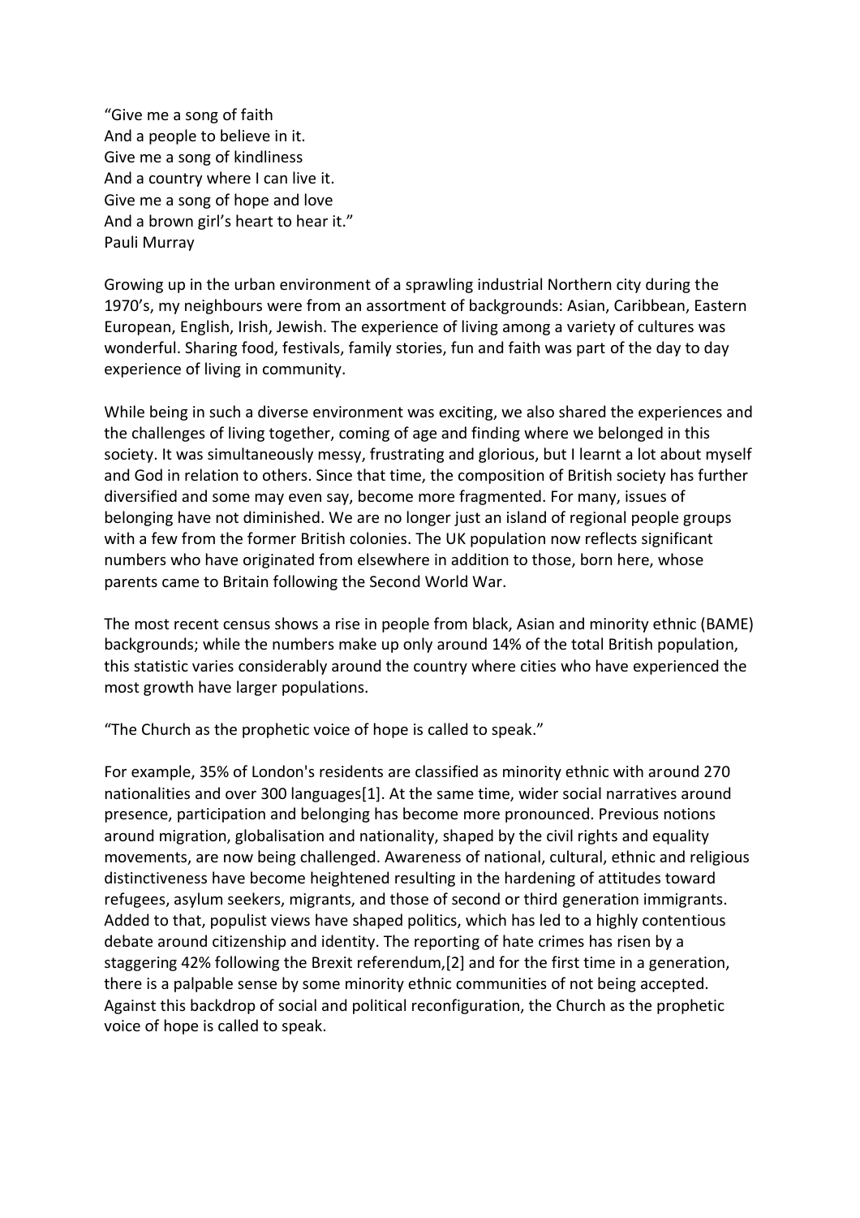"Give me a song of faith  
And a people to believe in it.  
Give me a song of kindliness  
And a country where I can live it.  
Give me a song of hope and love  
And a brown girl's heart to hear it."  
Pauli Murray

Growing up in the urban environment of a sprawling industrial Northern city during the 1970's, my neighbours were from an assortment of backgrounds: Asian, Caribbean, Eastern European, English, Irish, Jewish. The experience of living among a variety of cultures was wonderful. Sharing food, festivals, family stories, fun and faith was part of the day to day experience of living in community.

While being in such a diverse environment was exciting, we also shared the experiences and the challenges of living together, coming of age and finding where we belonged in this society. It was simultaneously messy, frustrating and glorious, but I learnt a lot about myself and God in relation to others. Since that time, the composition of British society has further diversified and some may even say, become more fragmented. For many, issues of belonging have not diminished. We are no longer just an island of regional people groups with a few from the former British colonies. The UK population now reflects significant numbers who have originated from elsewhere in addition to those, born here, whose parents came to Britain following the Second World War.

The most recent census shows a rise in people from black, Asian and minority ethnic (BAME) backgrounds; while the numbers make up only around 14% of the total British population, this statistic varies considerably around the country where cities who have experienced the most growth have larger populations.

"The Church as the prophetic voice of hope is called to speak."

For example, 35% of London's residents are classified as minority ethnic with around 270 nationalities and over 300 languages[1]. At the same time, wider social narratives around presence, participation and belonging has become more pronounced. Previous notions around migration, globalisation and nationality, shaped by the civil rights and equality movements, are now being challenged. Awareness of national, cultural, ethnic and religious distinctiveness have become heightened resulting in the hardening of attitudes toward refugees, asylum seekers, migrants, and those of second or third generation immigrants. Added to that, populist views have shaped politics, which has led to a highly contentious debate around citizenship and identity. The reporting of hate crimes has risen by a staggering 42% following the Brexit referendum,[2] and for the first time in a generation, there is a palpable sense by some minority ethnic communities of not being accepted. Against this backdrop of social and political reconfiguration, the Church as the prophetic voice of hope is called to speak.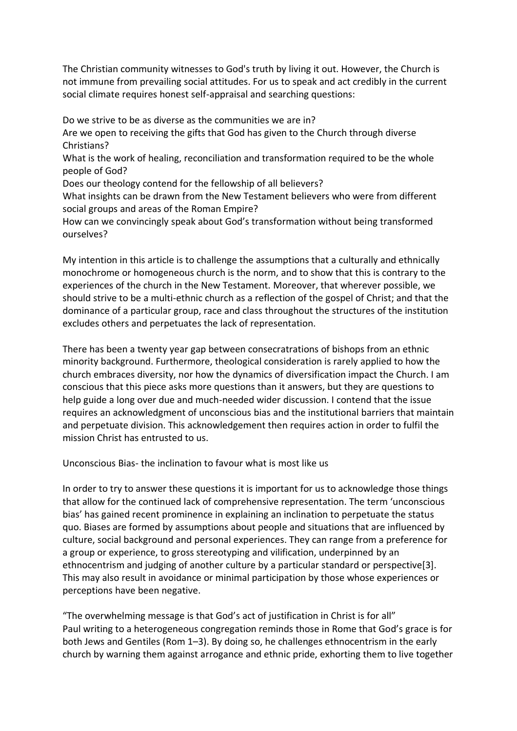The Christian community witnesses to God's truth by living it out. However, the Church is not immune from prevailing social attitudes. For us to speak and act credibly in the current social climate requires honest self-appraisal and searching questions:

Do we strive to be as diverse as the communities we are in?
Are we open to receiving the gifts that God has given to the Church through diverse Christians?
What is the work of healing, reconciliation and transformation required to be the whole people of God?
Does our theology contend for the fellowship of all believers?
What insights can be drawn from the New Testament believers who were from different social groups and areas of the Roman Empire?
How can we convincingly speak about God's transformation without being transformed ourselves?

My intention in this article is to challenge the assumptions that a culturally and ethnically monochrome or homogeneous church is the norm, and to show that this is contrary to the experiences of the church in the New Testament. Moreover, that wherever possible, we should strive to be a multi-ethnic church as a reflection of the gospel of Christ; and that the dominance of a particular group, race and class throughout the structures of the institution excludes others and perpetuates the lack of representation.

There has been a twenty year gap between consecratrations of bishops from an ethnic minority background. Furthermore, theological consideration is rarely applied to how the church embraces diversity, nor how the dynamics of diversification impact the Church. I am conscious that this piece asks more questions than it answers, but they are questions to help guide a long over due and much-needed wider discussion. I contend that the issue requires an acknowledgment of unconscious bias and the institutional barriers that maintain and perpetuate division. This acknowledgement then requires action in order to fulfil the mission Christ has entrusted to us.

## Unconscious Bias- the inclination to favour what is most like us

In order to try to answer these questions it is important for us to acknowledge those things that allow for the continued lack of comprehensive representation. The term 'unconscious bias' has gained recent prominence in explaining an inclination to perpetuate the status quo. Biases are formed by assumptions about people and situations that are influenced by culture, social background and personal experiences. They can range from a preference for a group or experience, to gross stereotyping and vilification, underpinned by an ethnocentrism and judging of another culture by a particular standard or perspective[3]. This may also result in avoidance or minimal participation by those whose experiences or perceptions have been negative.

"The overwhelming message is that God's act of justification in Christ is for all"
Paul writing to a heterogeneous congregation reminds those in Rome that God's grace is for both Jews and Gentiles (Rom 1–3). By doing so, he challenges ethnocentrism in the early church by warning them against arrogance and ethnic pride, exhorting them to live together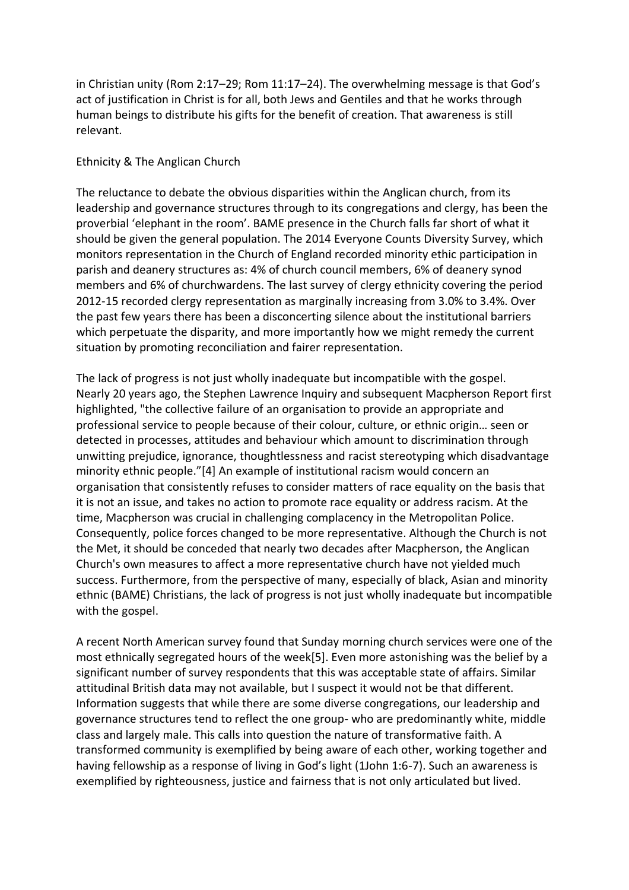in Christian unity (Rom 2:17–29; Rom 11:17–24). The overwhelming message is that God's act of justification in Christ is for all, both Jews and Gentiles and that he works through human beings to distribute his gifts for the benefit of creation. That awareness is still relevant.

## Ethnicity & The Anglican Church

The reluctance to debate the obvious disparities within the Anglican church, from its leadership and governance structures through to its congregations and clergy, has been the proverbial 'elephant in the room'. BAME presence in the Church falls far short of what it should be given the general population. The 2014 Everyone Counts Diversity Survey, which monitors representation in the Church of England recorded minority ethic participation in parish and deanery structures as: 4% of church council members, 6% of deanery synod members and 6% of churchwardens. The last survey of clergy ethnicity covering the period 2012-15 recorded clergy representation as marginally increasing from 3.0% to 3.4%. Over the past few years there has been a disconcerting silence about the institutional barriers which perpetuate the disparity, and more importantly how we might remedy the current situation by promoting reconciliation and fairer representation.

The lack of progress is not just wholly inadequate but incompatible with the gospel. Nearly 20 years ago, the Stephen Lawrence Inquiry and subsequent Macpherson Report first highlighted, "the collective failure of an organisation to provide an appropriate and professional service to people because of their colour, culture, or ethnic origin… seen or detected in processes, attitudes and behaviour which amount to discrimination through unwitting prejudice, ignorance, thoughtlessness and racist stereotyping which disadvantage minority ethnic people."[4] An example of institutional racism would concern an organisation that consistently refuses to consider matters of race equality on the basis that it is not an issue, and takes no action to promote race equality or address racism. At the time, Macpherson was crucial in challenging complacency in the Metropolitan Police. Consequently, police forces changed to be more representative. Although the Church is not the Met, it should be conceded that nearly two decades after Macpherson, the Anglican Church's own measures to affect a more representative church have not yielded much success. Furthermore, from the perspective of many, especially of black, Asian and minority ethnic (BAME) Christians, the lack of progress is not just wholly inadequate but incompatible with the gospel.

A recent North American survey found that Sunday morning church services were one of the most ethnically segregated hours of the week[5]. Even more astonishing was the belief by a significant number of survey respondents that this was acceptable state of affairs. Similar attitudinal British data may not available, but I suspect it would not be that different. Information suggests that while there are some diverse congregations, our leadership and governance structures tend to reflect the one group- who are predominantly white, middle class and largely male. This calls into question the nature of transformative faith. A transformed community is exemplified by being aware of each other, working together and having fellowship as a response of living in God's light (1John 1:6-7). Such an awareness is exemplified by righteousness, justice and fairness that is not only articulated but lived.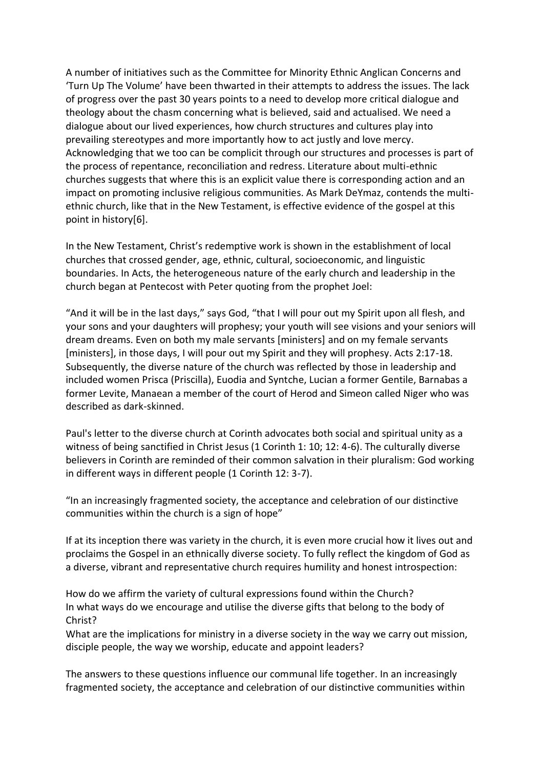A number of initiatives such as the Committee for Minority Ethnic Anglican Concerns and 'Turn Up The Volume' have been thwarted in their attempts to address the issues. The lack of progress over the past 30 years points to a need to develop more critical dialogue and theology about the chasm concerning what is believed, said and actualised. We need a dialogue about our lived experiences, how church structures and cultures play into prevailing stereotypes and more importantly how to act justly and love mercy. Acknowledging that we too can be complicit through our structures and processes is part of the process of repentance, reconciliation and redress. Literature about multi-ethnic churches suggests that where this is an explicit value there is corresponding action and an impact on promoting inclusive religious communities. As Mark DeYmaz, contends the multi-ethnic church, like that in the New Testament, is effective evidence of the gospel at this point in history[6].

In the New Testament, Christ's redemptive work is shown in the establishment of local churches that crossed gender, age, ethnic, cultural, socioeconomic, and linguistic boundaries. In Acts, the heterogeneous nature of the early church and leadership in the church began at Pentecost with Peter quoting from the prophet Joel:

"And it will be in the last days," says God, "that I will pour out my Spirit upon all flesh, and your sons and your daughters will prophesy; your youth will see visions and your seniors will dream dreams. Even on both my male servants [ministers] and on my female servants [ministers], in those days, I will pour out my Spirit and they will prophesy. Acts 2:17-18. Subsequently, the diverse nature of the church was reflected by those in leadership and included women Prisca (Priscilla), Euodia and Syntche, Lucian a former Gentile, Barnabas a former Levite, Manaean a member of the court of Herod and Simeon called Niger who was described as dark-skinned.

Paul's letter to the diverse church at Corinth advocates both social and spiritual unity as a witness of being sanctified in Christ Jesus (1 Corinth 1: 10; 12: 4-6). The culturally diverse believers in Corinth are reminded of their common salvation in their pluralism: God working in different ways in different people (1 Corinth 12: 3-7).

"In an increasingly fragmented society, the acceptance and celebration of our distinctive communities within the church is a sign of hope"

If at its inception there was variety in the church, it is even more crucial how it lives out and proclaims the Gospel in an ethnically diverse society. To fully reflect the kingdom of God as a diverse, vibrant and representative church requires humility and honest introspection:

How do we affirm the variety of cultural expressions found within the Church?
In what ways do we encourage and utilise the diverse gifts that belong to the body of Christ?
What are the implications for ministry in a diverse society in the way we carry out mission, disciple people, the way we worship, educate and appoint leaders?

The answers to these questions influence our communal life together. In an increasingly fragmented society, the acceptance and celebration of our distinctive communities within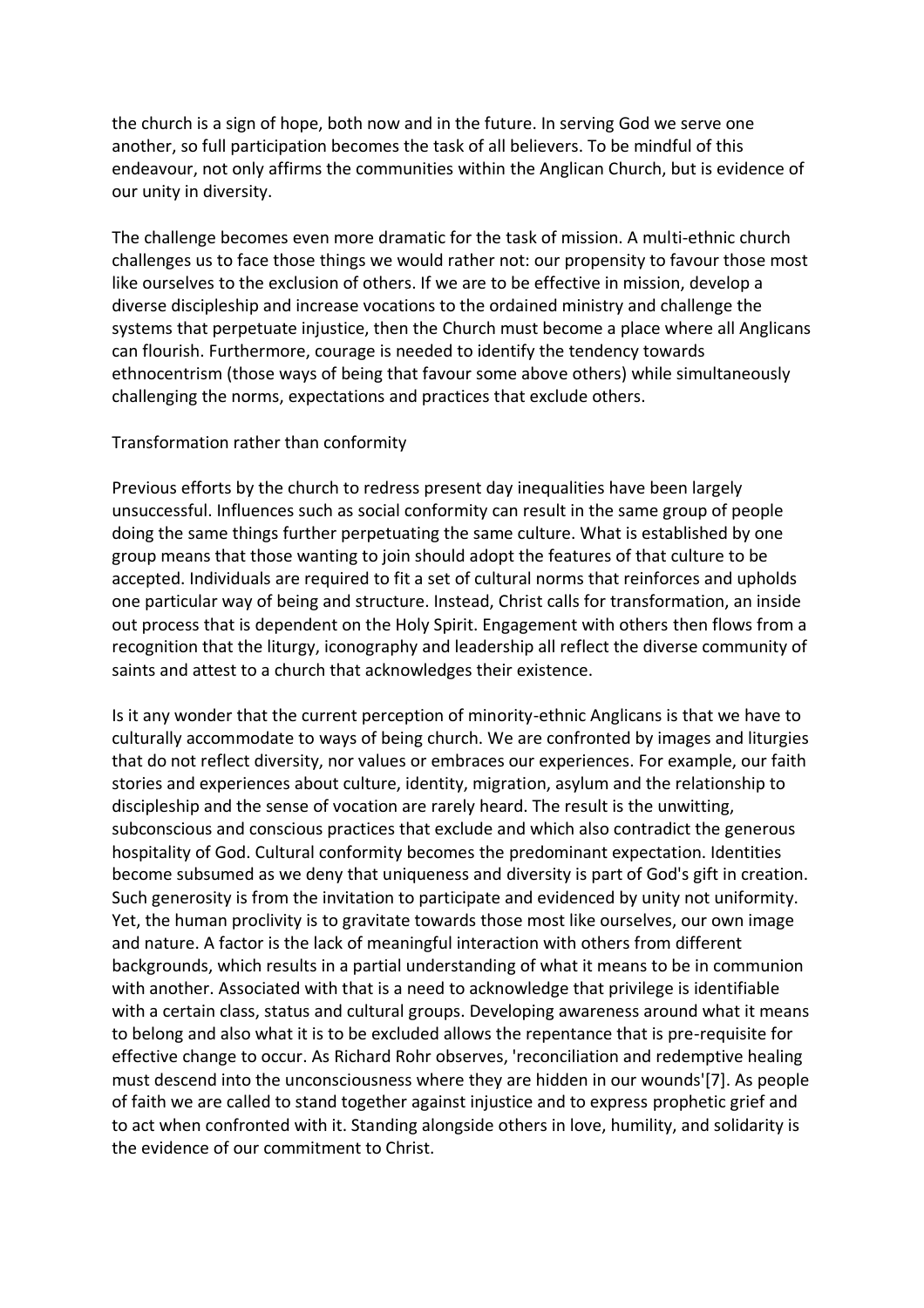the church is a sign of hope, both now and in the future. In serving God we serve one another, so full participation becomes the task of all believers. To be mindful of this endeavour, not only affirms the communities within the Anglican Church, but is evidence of our unity in diversity.

The challenge becomes even more dramatic for the task of mission. A multi-ethnic church challenges us to face those things we would rather not: our propensity to favour those most like ourselves to the exclusion of others. If we are to be effective in mission, develop a diverse discipleship and increase vocations to the ordained ministry and challenge the systems that perpetuate injustice, then the Church must become a place where all Anglicans can flourish. Furthermore, courage is needed to identify the tendency towards ethnocentrism (those ways of being that favour some above others) while simultaneously challenging the norms, expectations and practices that exclude others.

## Transformation rather than conformity

Previous efforts by the church to redress present day inequalities have been largely unsuccessful. Influences such as social conformity can result in the same group of people doing the same things further perpetuating the same culture. What is established by one group means that those wanting to join should adopt the features of that culture to be accepted. Individuals are required to fit a set of cultural norms that reinforces and upholds one particular way of being and structure. Instead, Christ calls for transformation, an inside out process that is dependent on the Holy Spirit. Engagement with others then flows from a recognition that the liturgy, iconography and leadership all reflect the diverse community of saints and attest to a church that acknowledges their existence.

Is it any wonder that the current perception of minority-ethnic Anglicans is that we have to culturally accommodate to ways of being church. We are confronted by images and liturgies that do not reflect diversity, nor values or embraces our experiences. For example, our faith stories and experiences about culture, identity, migration, asylum and the relationship to discipleship and the sense of vocation are rarely heard. The result is the unwitting, subconscious and conscious practices that exclude and which also contradict the generous hospitality of God. Cultural conformity becomes the predominant expectation. Identities become subsumed as we deny that uniqueness and diversity is part of God's gift in creation. Such generosity is from the invitation to participate and evidenced by unity not uniformity. Yet, the human proclivity is to gravitate towards those most like ourselves, our own image and nature. A factor is the lack of meaningful interaction with others from different backgrounds, which results in a partial understanding of what it means to be in communion with another. Associated with that is a need to acknowledge that privilege is identifiable with a certain class, status and cultural groups. Developing awareness around what it means to belong and also what it is to be excluded allows the repentance that is pre-requisite for effective change to occur. As Richard Rohr observes, 'reconciliation and redemptive healing must descend into the unconsciousness where they are hidden in our wounds'[7]. As people of faith we are called to stand together against injustice and to express prophetic grief and to act when confronted with it. Standing alongside others in love, humility, and solidarity is the evidence of our commitment to Christ.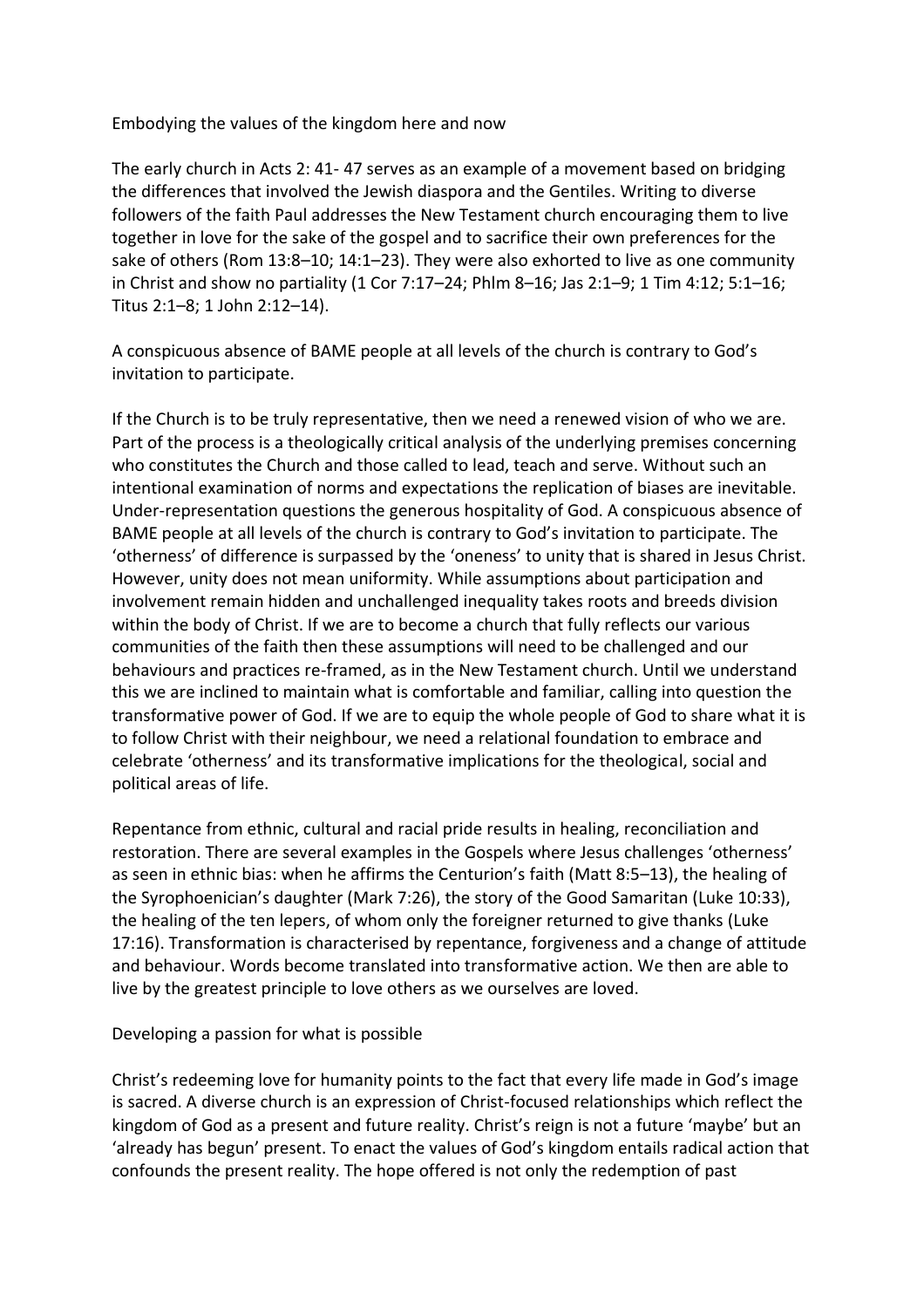## Embodying the values of the kingdom here and now

The early church in Acts 2: 41- 47 serves as an example of a movement based on bridging the differences that involved the Jewish diaspora and the Gentiles. Writing to diverse followers of the faith Paul addresses the New Testament church encouraging them to live together in love for the sake of the gospel and to sacrifice their own preferences for the sake of others (Rom 13:8–10; 14:1–23). They were also exhorted to live as one community in Christ and show no partiality (1 Cor 7:17–24; Phlm 8–16; Jas 2:1–9; 1 Tim 4:12; 5:1–16; Titus 2:1–8; 1 John 2:12–14).

A conspicuous absence of BAME people at all levels of the church is contrary to God's invitation to participate.

If the Church is to be truly representative, then we need a renewed vision of who we are. Part of the process is a theologically critical analysis of the underlying premises concerning who constitutes the Church and those called to lead, teach and serve. Without such an intentional examination of norms and expectations the replication of biases are inevitable. Under-representation questions the generous hospitality of God. A conspicuous absence of BAME people at all levels of the church is contrary to God's invitation to participate. The 'otherness' of difference is surpassed by the 'oneness' to unity that is shared in Jesus Christ. However, unity does not mean uniformity. While assumptions about participation and involvement remain hidden and unchallenged inequality takes roots and breeds division within the body of Christ. If we are to become a church that fully reflects our various communities of the faith then these assumptions will need to be challenged and our behaviours and practices re-framed, as in the New Testament church. Until we understand this we are inclined to maintain what is comfortable and familiar, calling into question the transformative power of God. If we are to equip the whole people of God to share what it is to follow Christ with their neighbour, we need a relational foundation to embrace and celebrate 'otherness' and its transformative implications for the theological, social and political areas of life.

Repentance from ethnic, cultural and racial pride results in healing, reconciliation and restoration. There are several examples in the Gospels where Jesus challenges 'otherness' as seen in ethnic bias: when he affirms the Centurion's faith (Matt 8:5–13), the healing of the Syrophoenician's daughter (Mark 7:26), the story of the Good Samaritan (Luke 10:33), the healing of the ten lepers, of whom only the foreigner returned to give thanks (Luke 17:16). Transformation is characterised by repentance, forgiveness and a change of attitude and behaviour. Words become translated into transformative action. We then are able to live by the greatest principle to love others as we ourselves are loved.

## Developing a passion for what is possible

Christ's redeeming love for humanity points to the fact that every life made in God's image is sacred. A diverse church is an expression of Christ-focused relationships which reflect the kingdom of God as a present and future reality. Christ's reign is not a future 'maybe' but an 'already has begun' present. To enact the values of God's kingdom entails radical action that confounds the present reality. The hope offered is not only the redemption of past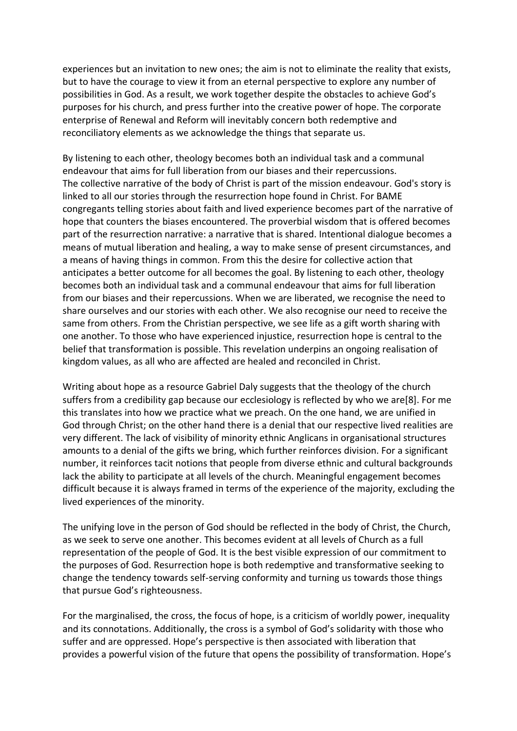experiences but an invitation to new ones; the aim is not to eliminate the reality that exists, but to have the courage to view it from an eternal perspective to explore any number of possibilities in God. As a result, we work together despite the obstacles to achieve God's purposes for his church, and press further into the creative power of hope. The corporate enterprise of Renewal and Reform will inevitably concern both redemptive and reconciliatory elements as we acknowledge the things that separate us.

By listening to each other, theology becomes both an individual task and a communal endeavour that aims for full liberation from our biases and their repercussions.
The collective narrative of the body of Christ is part of the mission endeavour. God's story is linked to all our stories through the resurrection hope found in Christ. For BAME congregants telling stories about faith and lived experience becomes part of the narrative of hope that counters the biases encountered. The proverbial wisdom that is offered becomes part of the resurrection narrative: a narrative that is shared. Intentional dialogue becomes a means of mutual liberation and healing, a way to make sense of present circumstances, and a means of having things in common. From this the desire for collective action that anticipates a better outcome for all becomes the goal. By listening to each other, theology becomes both an individual task and a communal endeavour that aims for full liberation from our biases and their repercussions. When we are liberated, we recognise the need to share ourselves and our stories with each other. We also recognise our need to receive the same from others. From the Christian perspective, we see life as a gift worth sharing with one another. To those who have experienced injustice, resurrection hope is central to the belief that transformation is possible. This revelation underpins an ongoing realisation of kingdom values, as all who are affected are healed and reconciled in Christ.

Writing about hope as a resource Gabriel Daly suggests that the theology of the church suffers from a credibility gap because our ecclesiology is reflected by who we are[8]. For me this translates into how we practice what we preach. On the one hand, we are unified in God through Christ; on the other hand there is a denial that our respective lived realities are very different. The lack of visibility of minority ethnic Anglicans in organisational structures amounts to a denial of the gifts we bring, which further reinforces division. For a significant number, it reinforces tacit notions that people from diverse ethnic and cultural backgrounds lack the ability to participate at all levels of the church. Meaningful engagement becomes difficult because it is always framed in terms of the experience of the majority, excluding the lived experiences of the minority.

The unifying love in the person of God should be reflected in the body of Christ, the Church, as we seek to serve one another. This becomes evident at all levels of Church as a full representation of the people of God. It is the best visible expression of our commitment to the purposes of God. Resurrection hope is both redemptive and transformative seeking to change the tendency towards self-serving conformity and turning us towards those things that pursue God's righteousness.

For the marginalised, the cross, the focus of hope, is a criticism of worldly power, inequality and its connotations. Additionally, the cross is a symbol of God's solidarity with those who suffer and are oppressed. Hope's perspective is then associated with liberation that provides a powerful vision of the future that opens the possibility of transformation. Hope's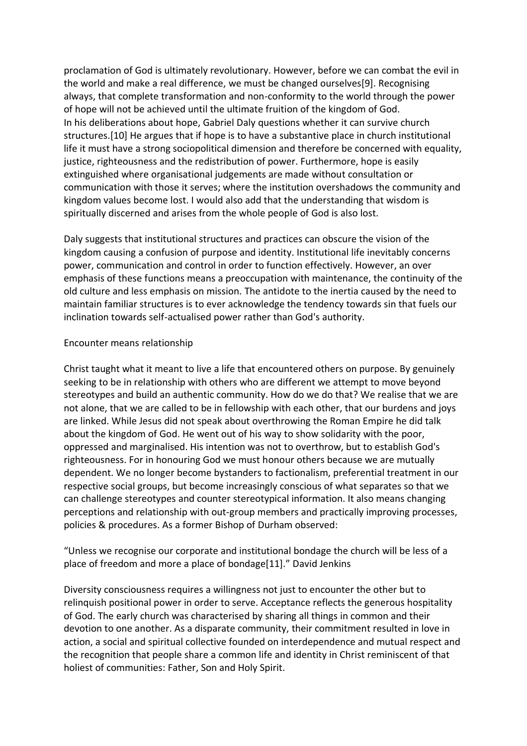proclamation of God is ultimately revolutionary. However, before we can combat the evil in the world and make a real difference, we must be changed ourselves[9]. Recognising always, that complete transformation and non-conformity to the world through the power of hope will not be achieved until the ultimate fruition of the kingdom of God.
In his deliberations about hope, Gabriel Daly questions whether it can survive church structures.[10] He argues that if hope is to have a substantive place in church institutional life it must have a strong sociopolitical dimension and therefore be concerned with equality, justice, righteousness and the redistribution of power. Furthermore, hope is easily extinguished where organisational judgements are made without consultation or communication with those it serves; where the institution overshadows the community and kingdom values become lost. I would also add that the understanding that wisdom is spiritually discerned and arises from the whole people of God is also lost.

Daly suggests that institutional structures and practices can obscure the vision of the kingdom causing a confusion of purpose and identity. Institutional life inevitably concerns power, communication and control in order to function effectively. However, an over emphasis of these functions means a preoccupation with maintenance, the continuity of the old culture and less emphasis on mission. The antidote to the inertia caused by the need to maintain familiar structures is to ever acknowledge the tendency towards sin that fuels our inclination towards self-actualised power rather than God's authority.

Encounter means relationship

Christ taught what it meant to live a life that encountered others on purpose. By genuinely seeking to be in relationship with others who are different we attempt to move beyond stereotypes and build an authentic community. How do we do that? We realise that we are not alone, that we are called to be in fellowship with each other, that our burdens and joys are linked. While Jesus did not speak about overthrowing the Roman Empire he did talk about the kingdom of God. He went out of his way to show solidarity with the poor, oppressed and marginalised. His intention was not to overthrow, but to establish God's righteousness. For in honouring God we must honour others because we are mutually dependent. We no longer become bystanders to factionalism, preferential treatment in our respective social groups, but become increasingly conscious of what separates so that we can challenge stereotypes and counter stereotypical information. It also means changing perceptions and relationship with out-group members and practically improving processes, policies & procedures. As a former Bishop of Durham observed:

"Unless we recognise our corporate and institutional bondage the church will be less of a place of freedom and more a place of bondage[11]." David Jenkins

Diversity consciousness requires a willingness not just to encounter the other but to relinquish positional power in order to serve. Acceptance reflects the generous hospitality of God. The early church was characterised by sharing all things in common and their devotion to one another. As a disparate community, their commitment resulted in love in action, a social and spiritual collective founded on interdependence and mutual respect and the recognition that people share a common life and identity in Christ reminiscent of that holiest of communities: Father, Son and Holy Spirit.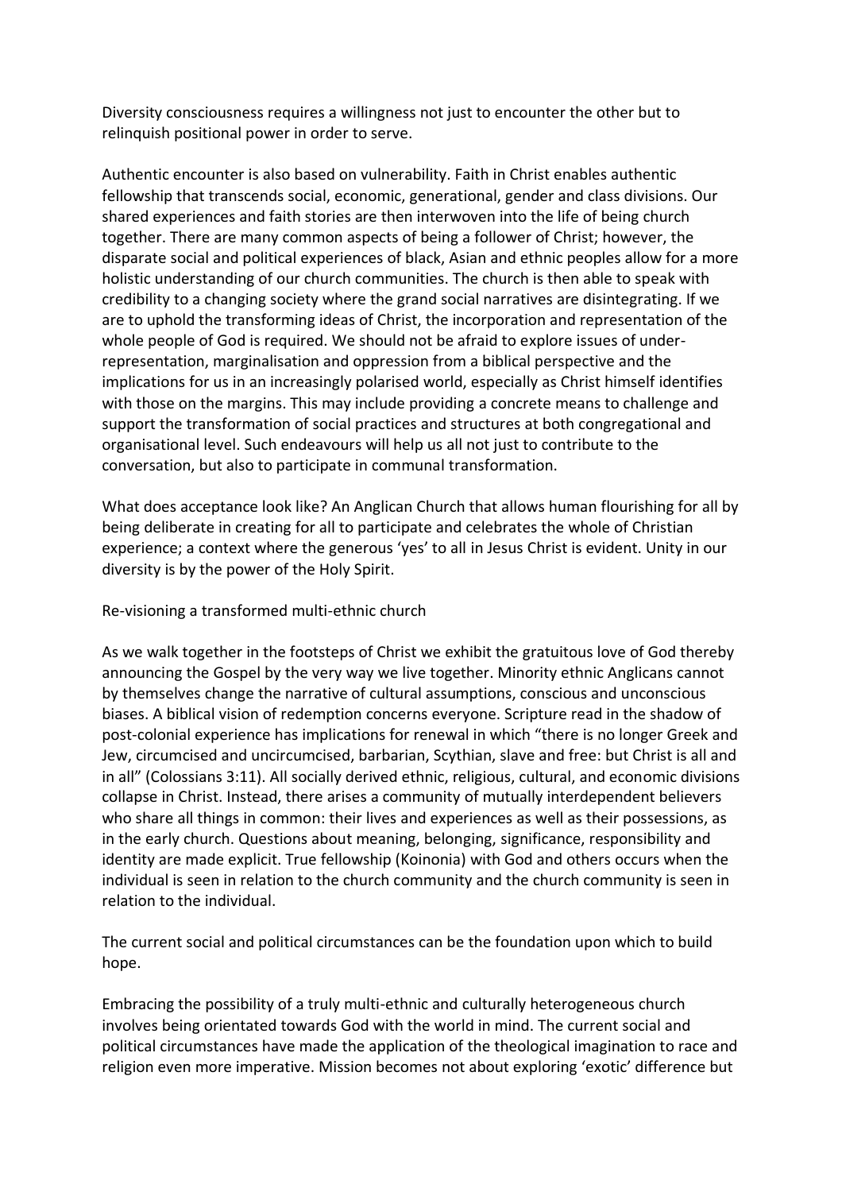Diversity consciousness requires a willingness not just to encounter the other but to relinquish positional power in order to serve.

Authentic encounter is also based on vulnerability. Faith in Christ enables authentic fellowship that transcends social, economic, generational, gender and class divisions. Our shared experiences and faith stories are then interwoven into the life of being church together. There are many common aspects of being a follower of Christ; however, the disparate social and political experiences of black, Asian and ethnic peoples allow for a more holistic understanding of our church communities. The church is then able to speak with credibility to a changing society where the grand social narratives are disintegrating. If we are to uphold the transforming ideas of Christ, the incorporation and representation of the whole people of God is required. We should not be afraid to explore issues of under-representation, marginalisation and oppression from a biblical perspective and the implications for us in an increasingly polarised world, especially as Christ himself identifies with those on the margins. This may include providing a concrete means to challenge and support the transformation of social practices and structures at both congregational and organisational level. Such endeavours will help us all not just to contribute to the conversation, but also to participate in communal transformation.

What does acceptance look like? An Anglican Church that allows human flourishing for all by being deliberate in creating for all to participate and celebrates the whole of Christian experience; a context where the generous 'yes' to all in Jesus Christ is evident. Unity in our diversity is by the power of the Holy Spirit.

## Re-visioning a transformed multi-ethnic church

As we walk together in the footsteps of Christ we exhibit the gratuitous love of God thereby announcing the Gospel by the very way we live together. Minority ethnic Anglicans cannot by themselves change the narrative of cultural assumptions, conscious and unconscious biases. A biblical vision of redemption concerns everyone. Scripture read in the shadow of post-colonial experience has implications for renewal in which "there is no longer Greek and Jew, circumcised and uncircumcised, barbarian, Scythian, slave and free: but Christ is all and in all" (Colossians 3:11). All socially derived ethnic, religious, cultural, and economic divisions collapse in Christ. Instead, there arises a community of mutually interdependent believers who share all things in common: their lives and experiences as well as their possessions, as in the early church. Questions about meaning, belonging, significance, responsibility and identity are made explicit. True fellowship (Koinonia) with God and others occurs when the individual is seen in relation to the church community and the church community is seen in relation to the individual.

The current social and political circumstances can be the foundation upon which to build hope.

Embracing the possibility of a truly multi-ethnic and culturally heterogeneous church involves being orientated towards God with the world in mind. The current social and political circumstances have made the application of the theological imagination to race and religion even more imperative. Mission becomes not about exploring 'exotic' difference but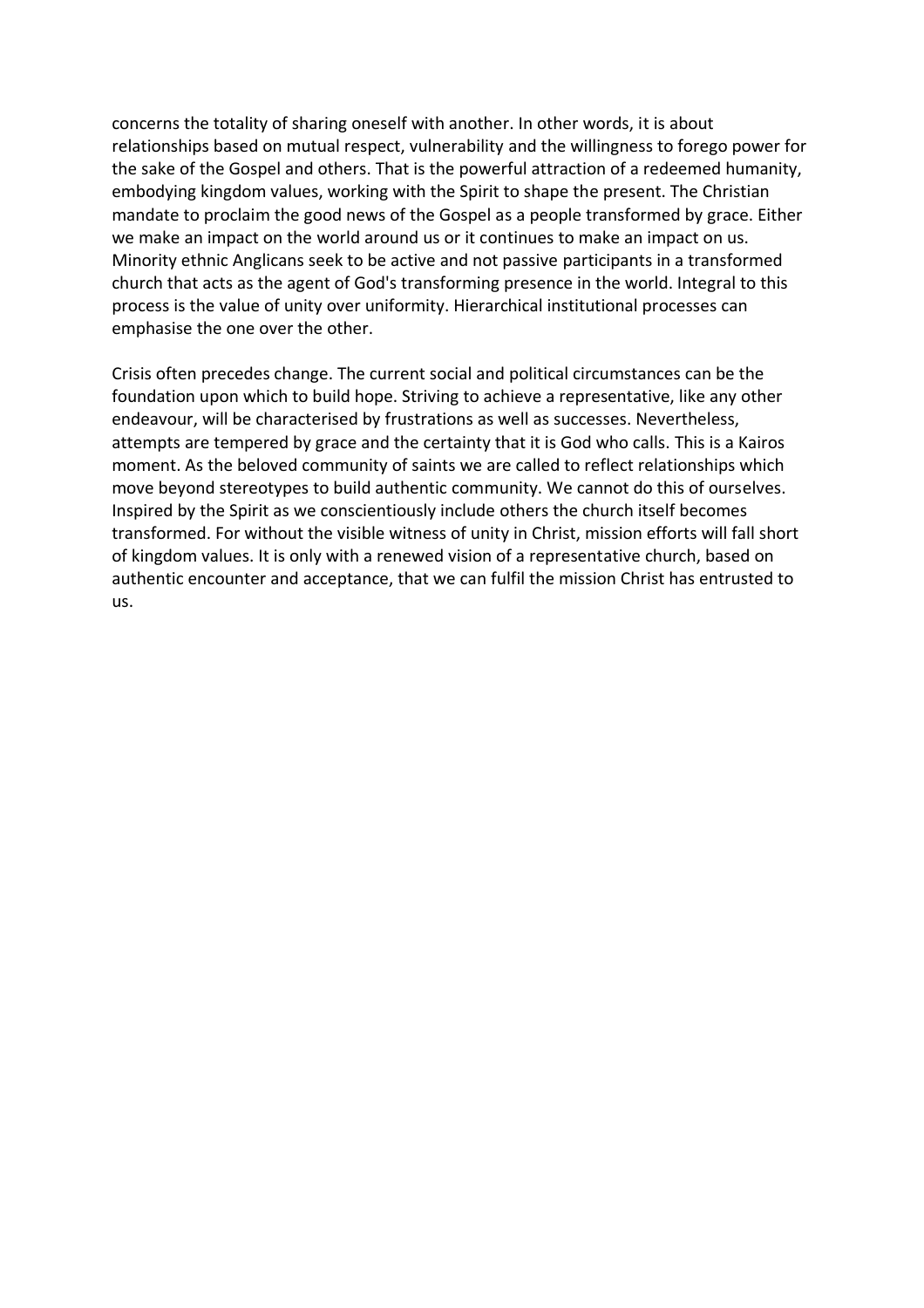concerns the totality of sharing oneself with another. In other words, it is about relationships based on mutual respect, vulnerability and the willingness to forego power for the sake of the Gospel and others. That is the powerful attraction of a redeemed humanity, embodying kingdom values, working with the Spirit to shape the present. The Christian mandate to proclaim the good news of the Gospel as a people transformed by grace. Either we make an impact on the world around us or it continues to make an impact on us. Minority ethnic Anglicans seek to be active and not passive participants in a transformed church that acts as the agent of God's transforming presence in the world. Integral to this process is the value of unity over uniformity. Hierarchical institutional processes can emphasise the one over the other.

Crisis often precedes change. The current social and political circumstances can be the foundation upon which to build hope. Striving to achieve a representative, like any other endeavour, will be characterised by frustrations as well as successes. Nevertheless, attempts are tempered by grace and the certainty that it is God who calls. This is a Kairos moment. As the beloved community of saints we are called to reflect relationships which move beyond stereotypes to build authentic community. We cannot do this of ourselves. Inspired by the Spirit as we conscientiously include others the church itself becomes transformed. For without the visible witness of unity in Christ, mission efforts will fall short of kingdom values. It is only with a renewed vision of a representative church, based on authentic encounter and acceptance, that we can fulfil the mission Christ has entrusted to us.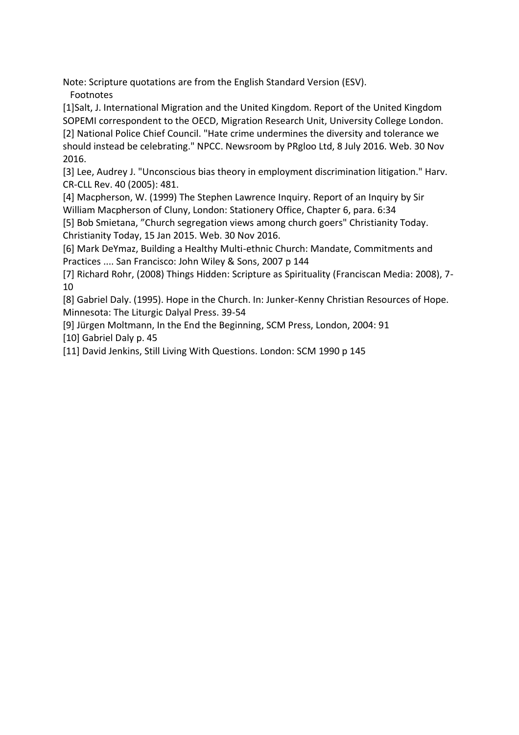Note: Scripture quotations are from the English Standard Version (ESV).

Footnotes

[1]Salt, J. International Migration and the United Kingdom. Report of the United Kingdom SOPEMI correspondent to the OECD, Migration Research Unit, University College London.

[2] National Police Chief Council. "Hate crime undermines the diversity and tolerance we should instead be celebrating." NPCC. Newsroom by PRgloo Ltd, 8 July 2016. Web. 30 Nov 2016.

[3] Lee, Audrey J. "Unconscious bias theory in employment discrimination litigation." Harv. CR-CLL Rev. 40 (2005): 481.

[4] Macpherson, W. (1999) The Stephen Lawrence Inquiry. Report of an Inquiry by Sir William Macpherson of Cluny, London: Stationery Office, Chapter 6, para. 6:34

[5] Bob Smietana, "Church segregation views among church goers" Christianity Today. Christianity Today, 15 Jan 2015. Web. 30 Nov 2016.

[6] Mark DeYmaz, Building a Healthy Multi-ethnic Church: Mandate, Commitments and Practices .... San Francisco: John Wiley & Sons, 2007 p 144

[7] Richard Rohr, (2008) Things Hidden: Scripture as Spirituality (Franciscan Media: 2008), 7-10

[8] Gabriel Daly. (1995). Hope in the Church. In: Junker-Kenny Christian Resources of Hope. Minnesota: The Liturgic Dalyal Press. 39-54

[9] Jürgen Moltmann, In the End the Beginning, SCM Press, London, 2004: 91

[10] Gabriel Daly p. 45

[11] David Jenkins, Still Living With Questions. London: SCM 1990 p 145